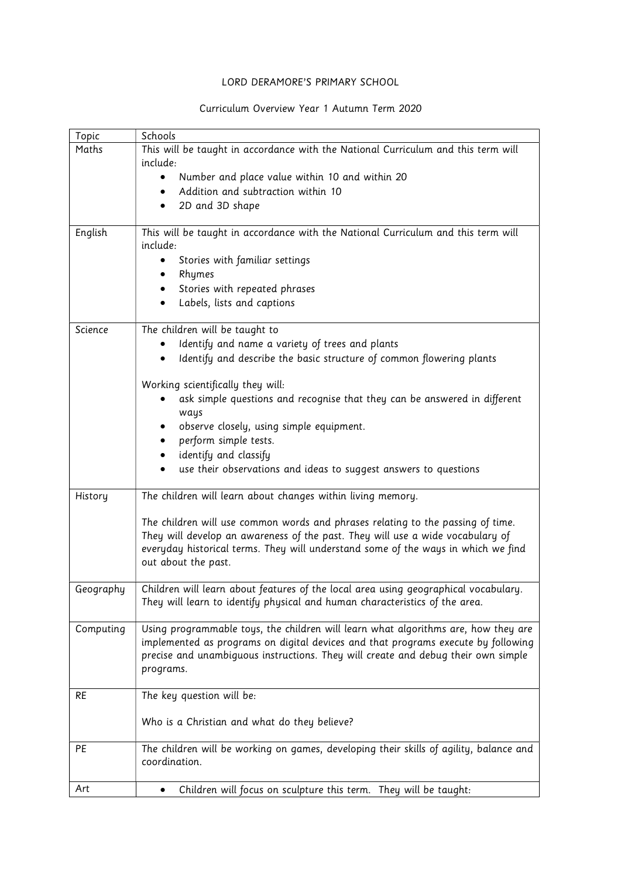LORD DERAMORE'S PRIMARY SCHOOL

Curriculum Overview Year 1 Autumn Term 2020

| Topic | Schools |
|---|---|
| Maths | This will be taught in accordance with the National Curriculum and this term will include:<br>• Number and place value within 10 and within 20<br>• Addition and subtraction within 10<br>• 2D and 3D shape |
| English | This will be taught in accordance with the National Curriculum and this term will include:<br>• Stories with familiar settings<br>• Rhymes<br>• Stories with repeated phrases<br>• Labels, lists and captions |
| Science | The children will be taught to<br>• Identify and name a variety of trees and plants<br>• Identify and describe the basic structure of common flowering plants<br><br>Working scientifically they will:<br>• ask simple questions and recognise that they can be answered in different ways<br>• observe closely, using simple equipment.<br>• perform simple tests.<br>• identify and classify<br>• use their observations and ideas to suggest answers to questions |
| History | The children will learn about changes within living memory.<br><br>The children will use common words and phrases relating to the passing of time. They will develop an awareness of the past. They will use a wide vocabulary of everyday historical terms. They will understand some of the ways in which we find out about the past. |
| Geography | Children will learn about features of the local area using geographical vocabulary. They will learn to identify physical and human characteristics of the area. |
| Computing | Using programmable toys, the children will learn what algorithms are, how they are implemented as programs on digital devices and that programs execute by following precise and unambiguous instructions. They will create and debug their own simple programs. |
| RE | The key question will be:<br><br>Who is a Christian and what do they believe? |
| PE | The children will be working on games, developing their skills of agility, balance and coordination. |
| Art | • Children will focus on sculpture this term. They will be taught: |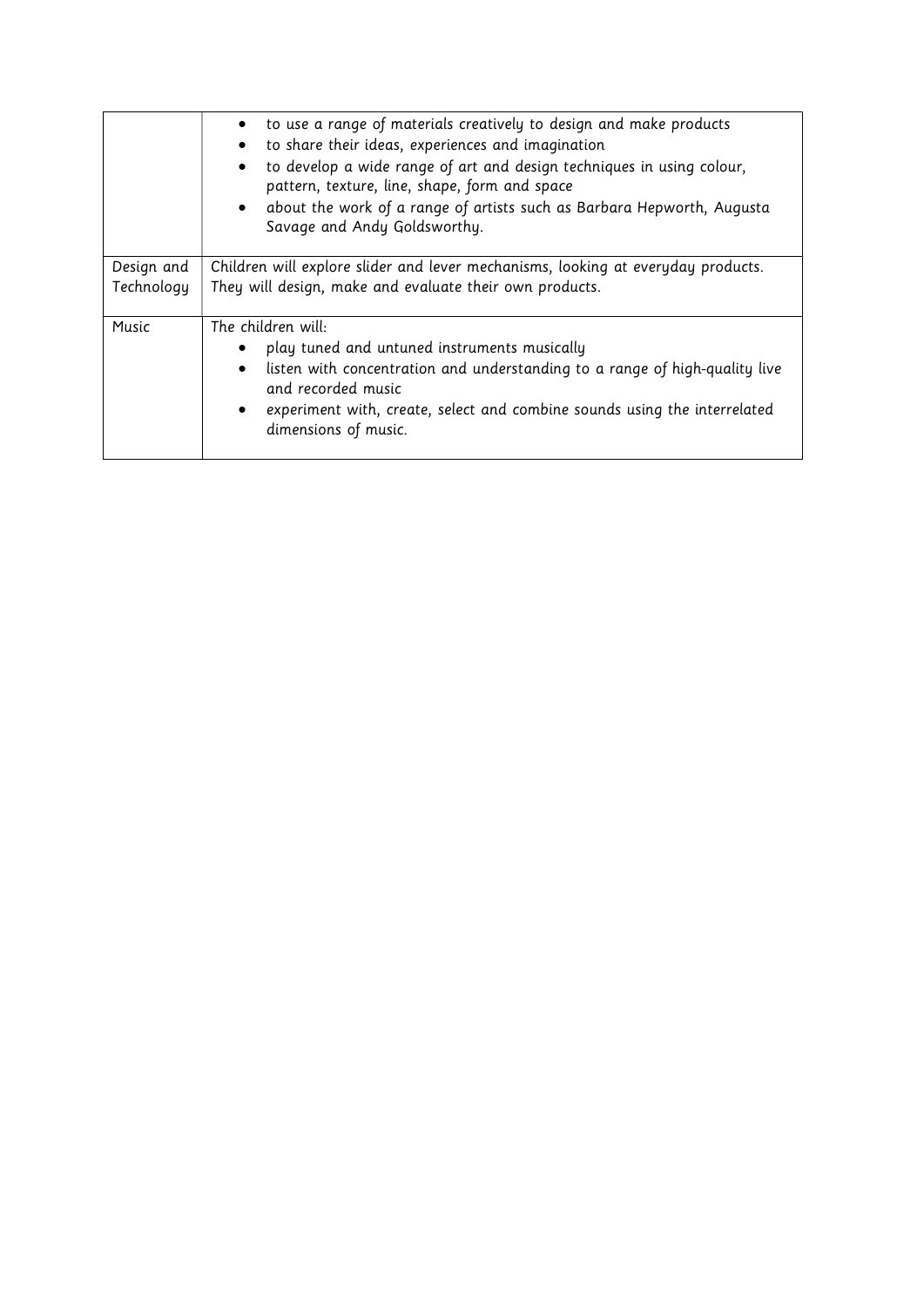| | |
|---|---|
| | • to use a range of materials creatively to design and make products<br>• to share their ideas, experiences and imagination<br>• to develop a wide range of art and design techniques in using colour, pattern, texture, line, shape, form and space<br>• about the work of a range of artists such as Barbara Hepworth, Augusta Savage and Andy Goldsworthy. |
| Design and Technology | Children will explore slider and lever mechanisms, looking at everyday products. They will design, make and evaluate their own products. |
| Music | The children will:<br>• play tuned and untuned instruments musically<br>• listen with concentration and understanding to a range of high-quality live and recorded music<br>• experiment with, create, select and combine sounds using the interrelated dimensions of music. |